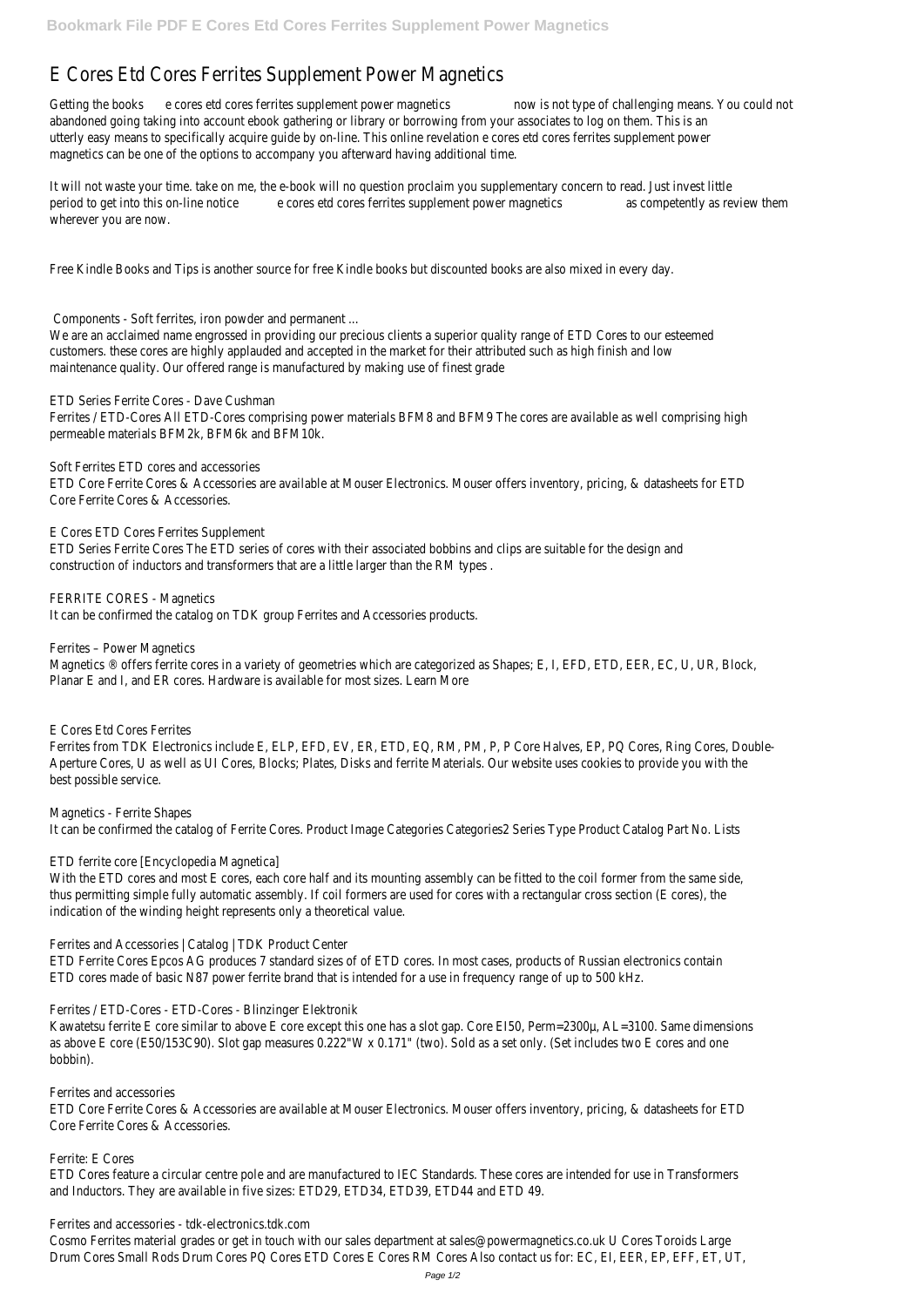# E Cores Etd Cores Ferrites Supplement Power Magnetics

Getting the books e cores etd cores ferrites supplement power magnetics now is not type of challenging means. You could not abandoned going taking into account ebook gathering or library or borrowing from your associates to log on them. This is an utterly easy means to specifically acquire guide by on-line. This online revelation e cores etd cores ferrites supplement power magnetics can be one of the options to accompany you afterward having additional time.

It will not waste your time. take on me, the e-book will no question proclaim you supplementary concern to read. Just invest little period to get into this on-line notice e cores etd cores ferrites supplement power magnetics as competently as review them wherever you are now.

Free Kindle Books and Tips is another source for free Kindle books but discounted books are also mixed in every day.

## Components - Soft ferrites, iron powder and permanent ...

We are an acclaimed name engrossed in providing our precious clients a superior quality range of ETD Cores to our esteemed customers. these cores are highly applauded and accepted in the market for their attributed such as high finish and low maintenance quality. Our offered range is manufactured by making use of finest grade

## ETD Series Ferrite Cores - Dave Cushman

Ferrites / ETD-Cores All ETD-Cores comprising power materials BFM8 and BFM9 The cores are available as well comprising high permeable materials BFM2k, BFM6k and BFM10k.

## Soft Ferrites ETD cores and accessories

ETD Core Ferrite Cores & Accessories are available at Mouser Electronics. Mouser offers inventory, pricing, & datasheets for ETD Core Ferrite Cores & Accessories.

## E Cores ETD Cores Ferrites Supplement

ETD Series Ferrite Cores The ETD series of cores with their associated bobbins and clips are suitable for the design and construction of inductors and transformers that are a little larger than the RM types .

## FERRITE CORES - Magnetics

It can be confirmed the catalog on TDK group Ferrites and Accessories products.

## Ferrites – Power Magnetics

Magnetics ® offers ferrite cores in a variety of geometries which are categorized as Shapes; E, I, EFD, ETD, EER, EC, U, UR, Block, Planar E and I, and ER cores. Hardware is available for most sizes. Learn More

## E Cores Etd Cores Ferrites

Ferrites from TDK Electronics include E, ELP, EFD, EV, ER, ETD, EQ, RM, PM, P, P Core Halves, EP, PQ Cores, Ring Cores, Double-Aperture Cores, U as well as UI Cores, Blocks; Plates, Disks and ferrite Materials. Our website uses cookies to provide you with the best possible service.

## Magnetics - Ferrite Shapes

It can be confirmed the catalog of Ferrite Cores. Product Image Categories Categories2 Series Type Product Catalog Part No. Lists

## ETD ferrite core [Encyclopedia Magnetica]

With the ETD cores and most E cores, each core half and its mounting assembly can be fitted to the coil former from the same side, thus permitting simple fully automatic assembly. If coil formers are used for cores with a rectangular cross section (E cores), the indication of the winding height represents only a theoretical value.

## Ferrites and Accessories | Catalog | TDK Product Center

ETD Ferrite Cores Epcos AG produces 7 standard sizes of of ETD cores. In most cases, products of Russian electronics contain ETD cores made of basic N87 power ferrite brand that is intended for a use in frequency range of up to 500 kHz.

## Ferrites / ETD-Cores - ETD-Cores - Blinzinger Elektronik

Kawatetsu ferrite E core similar to above E core except this one has a slot gap. Core EI50, Perm=2300µ, AL=3100. Same dimensions as above E core (E50/153C90). Slot gap measures 0.222"W x 0.171" (two). Sold as a set only. (Set includes two E cores and one bobbin).

## Ferrites and accessories

ETD Core Ferrite Cores & Accessories are available at Mouser Electronics. Mouser offers inventory, pricing, & datasheets for ETD Core Ferrite Cores & Accessories.

## Ferrite: E Cores

ETD Cores feature a circular centre pole and are manufactured to IEC Standards. These cores are intended for use in Transformers and Inductors. They are available in five sizes: ETD29, ETD34, ETD39, ETD44 and ETD 49.

## Ferrites and accessories - tdk-electronics.tdk.com

Cosmo Ferrites material grades or get in touch with our sales department at sales@powermagnetics.co.uk U Cores Toroids Large Drum Cores Small Rods Drum Cores PQ Cores ETD Cores E Cores RM Cores Also contact us for: EC, EI, EER, EP, EFF, ET, UT,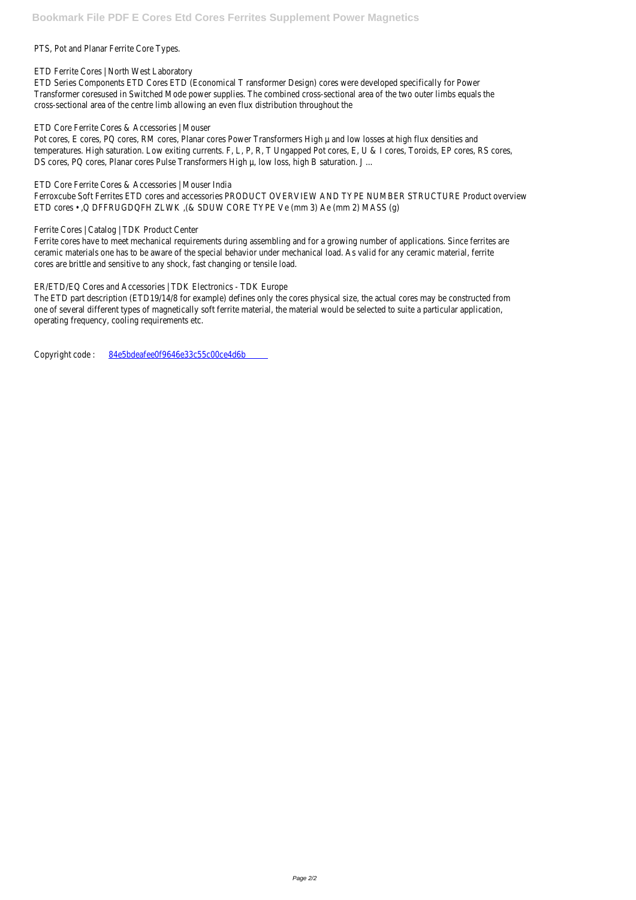PTS, Pot and Planar Ferrite Core Types.

ETD Ferrite Cores | North West Laboratory

ETD Series Components ETD Cores ETD (Economical T ransformer Design) cores were developed specifically for Power Transformer coresused in Switched Mode power supplies. The combined cross-sectional area of the two outer limbs equals the cross-sectional area of the centre limb allowing an even flux distribution throughout the

ETD Core Ferrite Cores & Accessories | Mouser

Pot cores, E cores, PQ cores, RM cores, Planar cores Power Transformers High µ and low losses at high flux densities and temperatures. High saturation. Low exiting currents. F, L, P, R, T Ungapped Pot cores, E, U & I cores, Toroids, EP cores, RS cores, DS cores, PQ cores, Planar cores Pulse Transformers High µ, low loss, high B saturation. J ...

ETD Core Ferrite Cores & Accessories | Mouser India

Ferroxcube Soft Ferrites ETD cores and accessories PRODUCT OVERVIEW AND TYPE NUMBER STRUCTURE Product overview ETD cores • ,Q DFFRUGDQFH ZLWK ,(& SDUW CORE TYPE Ve (mm 3) Ae (mm 2) MASS (g)

Ferrite Cores | Catalog | TDK Product Center

Ferrite cores have to meet mechanical requirements during assembling and for a growing number of applications. Since ferrites are ceramic materials one has to be aware of the special behavior under mechanical load. As valid for any ceramic material, ferrite cores are brittle and sensitive to any shock, fast changing or tensile load.

ER/ETD/EQ Cores and Accessories | TDK Electronics - TDK Europe

The ETD part description (ETD19/14/8 for example) defines only the cores physical size, the actual cores may be constructed from one of several different types of magnetically soft ferrite material, the material would be selected to suite a particular application, operating frequency, cooling requirements etc.

Copyright code : 84e5bdeafee0f9646e33c55c00ce4d6b